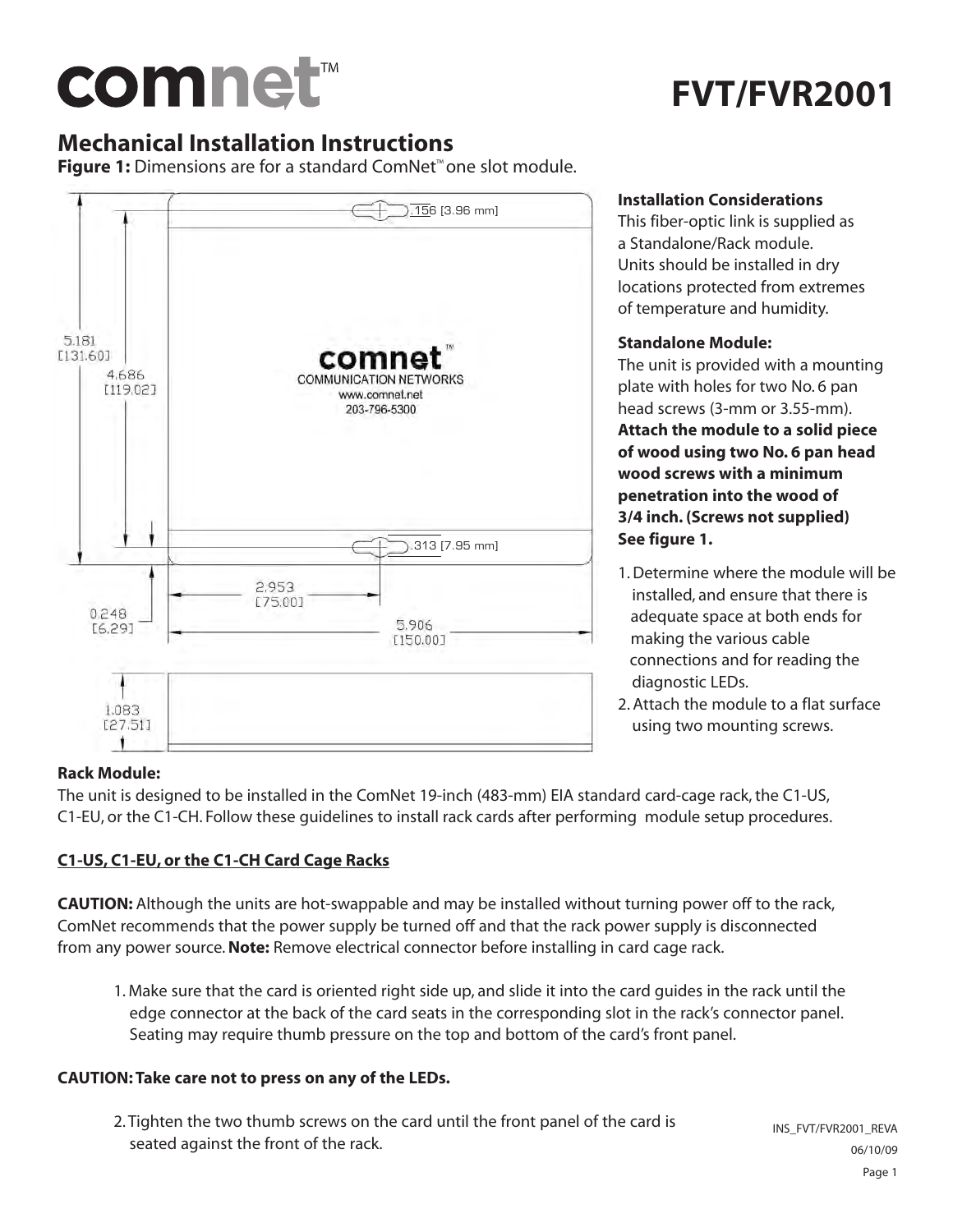# comnet™ FVT/FVR2001

## Mechanical Installation Instructions

**Figure 1:** Dimensions are for a standard ComNet™ one slot module.

5.181 [131.60]
4.686 [119.02]
.156 [3.96 mm]
.313 [7.95 mm]
2.953 [75.00]
0.248 [6.29]
5.906 [150.00]
1.083 [27.51]

comnet™
COMMUNICATION NETWORKS
www.comnet.net
203-796-5300

**Installation Considerations**

This fiber-optic link is supplied as a Standalone/Rack module. Units should be installed in dry locations protected from extremes of temperature and humidity.

**Standalone Module:**

The unit is provided with a mounting plate with holes for two No. 6 pan head screws (3-mm or 3.55-mm). **Attach the module to a solid piece of wood using two No. 6 pan head wood screws with a minimum penetration into the wood of 3/4 inch. (Screws not supplied) See figure 1.**

1. Determine where the module will be installed, and ensure that there is adequate space at both ends for making the various cable connections and for reading the diagnostic LEDs.
2. Attach the module to a flat surface using two mounting screws.

**Rack Module:**

The unit is designed to be installed in the ComNet 19-inch (483-mm) EIA standard card-cage rack, the C1-US, C1-EU, or the C1-CH. Follow these guidelines to install rack cards after performing module setup procedures.

**C1-US, C1-EU, or the C1-CH Card Cage Racks**

**CAUTION:** Although the units are hot-swappable and may be installed without turning power off to the rack, ComNet recommends that the power supply be turned off and that the rack power supply is disconnected from any power source. **Note:** Remove electrical connector before installing in card cage rack.

1. Make sure that the card is oriented right side up, and slide it into the card guides in the rack until the edge connector at the back of the card seats in the corresponding slot in the rack's connector panel. Seating may require thumb pressure on the top and bottom of the card's front panel.

**CAUTION: Take care not to press on any of the LEDs.**

2. Tighten the two thumb screws on the card until the front panel of the card is seated against the front of the rack.

INS_FVT/FVR2001_REVA
06/10/09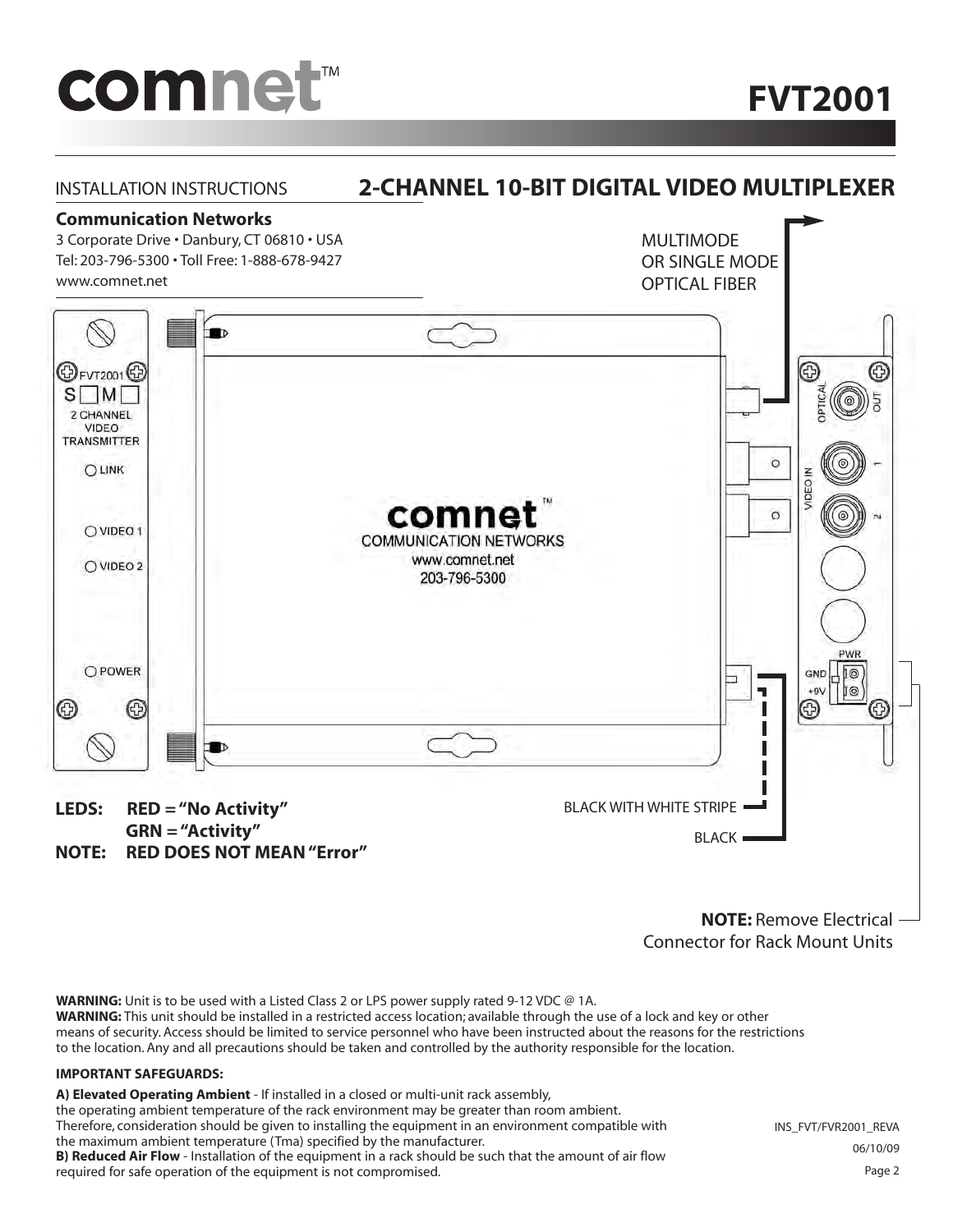# FVT2001

INSTALLATION INSTRUCTIONS

## 2-CHANNEL 10-BIT DIGITAL VIDEO MULTIPLEXER

**Communication Networks**
3 Corporate Drive • Danbury, CT 06810 • USA
Tel: 203-796-5300 • Toll Free: 1-888-678-9427
www.comnet.net

MULTIMODE OR SINGLE MODE OPTICAL FIBER

FVT2001
S M
2 CHANNEL VIDEO TRANSMITTER
LINK
VIDEO 1
VIDEO 2
POWER

comnet
COMMUNICATION NETWORKS
www.comnet.net
203-796-5300

OPTICAL OUT
VIDEO IN 1
VIDEO IN 2
PWR
GND
+9V

BLACK WITH WHITE STRIPE

BLACK

**LEDS: RED = "No Activity"**
**GRN = "Activity"**
**NOTE: RED DOES NOT MEAN "Error"**

**NOTE:** Remove Electrical Connector for Rack Mount Units

**WARNING:** Unit is to be used with a Listed Class 2 or LPS power supply rated 9-12 VDC @ 1A.
**WARNING:** This unit should be installed in a restricted access location; available through the use of a lock and key or other means of security. Access should be limited to service personnel who have been instructed about the reasons for the restrictions to the location. Any and all precautions should be taken and controlled by the authority responsible for the location.

**IMPORTANT SAFEGUARDS:**

**A) Elevated Operating Ambient** - If installed in a closed or multi-unit rack assembly, the operating ambient temperature of the rack environment may be greater than room ambient. Therefore, consideration should be given to installing the equipment in an environment compatible with the maximum ambient temperature (Tma) specified by the manufacturer.
**B) Reduced Air Flow** - Installation of the equipment in a rack should be such that the amount of air flow required for safe operation of the equipment is not compromised.

INS_FVT/FVR2001_REVA
06/10/09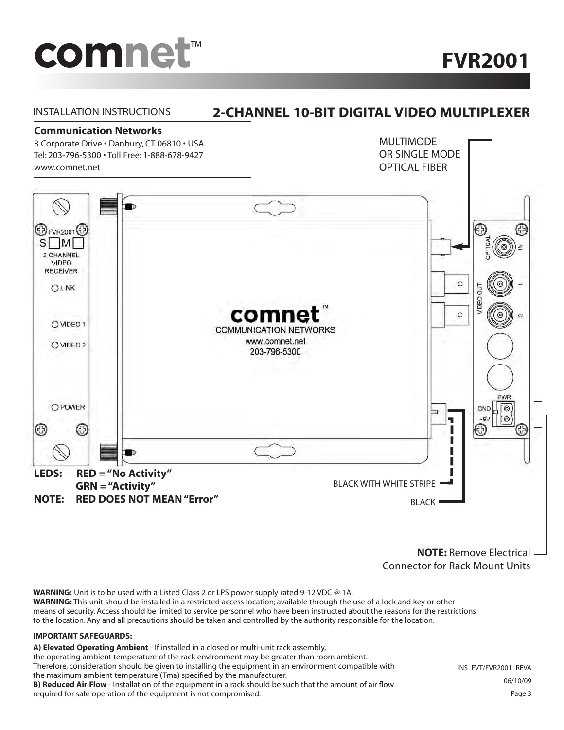# comnet™

# FVR2001

INSTALLATION INSTRUCTIONS

## 2-CHANNEL 10-BIT DIGITAL VIDEO MULTIPLEXER

**Communication Networks**

3 Corporate Drive • Danbury, CT 06810 • USA
Tel: 203-796-5300 • Toll Free: 1-888-678-9427
www.comnet.net

MULTIMODE
OR SINGLE MODE
OPTICAL FIBER

FVR2001
S M
2 CHANNEL
VIDEO
RECEIVER
LINK
VIDEO 1
VIDEO 2
POWER

comnet™
COMMUNICATION NETWORKS
www.comnet.net
203-796-5300

OPTICAL IN
VIDEO OUT 1
2
PWR
GND
+9V

**LEDS: RED = "No Activity"**
**GRN = "Activity"**
**NOTE: RED DOES NOT MEAN "Error"**

BLACK WITH WHITE STRIPE

BLACK

**NOTE:** Remove Electrical Connector for Rack Mount Units

**WARNING:** Unit is to be used with a Listed Class 2 or LPS power supply rated 9-12 VDC @ 1A.
**WARNING:** This unit should be installed in a restricted access location; available through the use of a lock and key or other means of security. Access should be limited to service personnel who have been instructed about the reasons for the restrictions to the location. Any and all precautions should be taken and controlled by the authority responsible for the location.

**IMPORTANT SAFEGUARDS:**

**A) Elevated Operating Ambient** - If installed in a closed or multi-unit rack assembly, the operating ambient temperature of the rack environment may be greater than room ambient. Therefore, consideration should be given to installing the equipment in an environment compatible with the maximum ambient temperature (Tma) specified by the manufacturer.
**B) Reduced Air Flow** - Installation of the equipment in a rack should be such that the amount of air flow required for safe operation of the equipment is not compromised.

INS_FVT/FVR2001_REVA
06/10/09